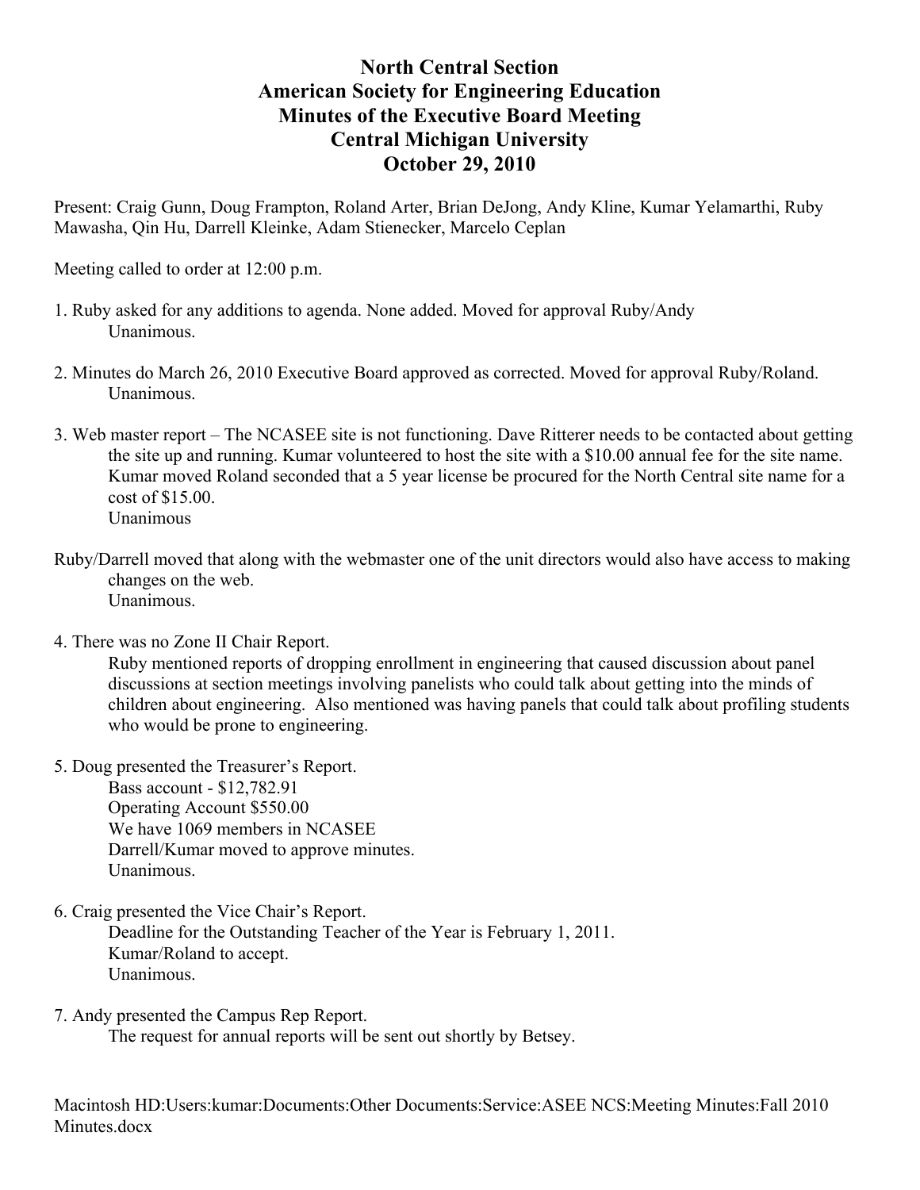# North Central Section
# American Society for Engineering Education
# Minutes of the Executive Board Meeting
# Central Michigan University
# October 29, 2010

Present: Craig Gunn, Doug Frampton, Roland Arter, Brian DeJong, Andy Kline, Kumar Yelamarthi, Ruby Mawasha, Qin Hu, Darrell Kleinke, Adam Stienecker, Marcelo Ceplan

Meeting called to order at 12:00 p.m.

1. Ruby asked for any additions to agenda. None added. Moved for approval Ruby/Andy
   Unanimous.

2. Minutes do March 26, 2010 Executive Board approved as corrected. Moved for approval Ruby/Roland.
   Unanimous.

3. Web master report – The NCASEE site is not functioning. Dave Ritterer needs to be contacted about getting the site up and running. Kumar volunteered to host the site with a $10.00 annual fee for the site name. Kumar moved Roland seconded that a 5 year license be procured for the North Central site name for a cost of $15.00.
   Unanimous

Ruby/Darrell moved that along with the webmaster one of the unit directors would also have access to making changes on the web.
   Unanimous.

4. There was no Zone II Chair Report.
   Ruby mentioned reports of dropping enrollment in engineering that caused discussion about panel discussions at section meetings involving panelists who could talk about getting into the minds of children about engineering. Also mentioned was having panels that could talk about profiling students who would be prone to engineering.

5. Doug presented the Treasurer's Report.
   Bass account - $12,782.91
   Operating Account $550.00
   We have 1069 members in NCASEE
   Darrell/Kumar moved to approve minutes.
   Unanimous.

6. Craig presented the Vice Chair's Report.
   Deadline for the Outstanding Teacher of the Year is February 1, 2011.
   Kumar/Roland to accept.
   Unanimous.

7. Andy presented the Campus Rep Report.
   The request for annual reports will be sent out shortly by Betsey.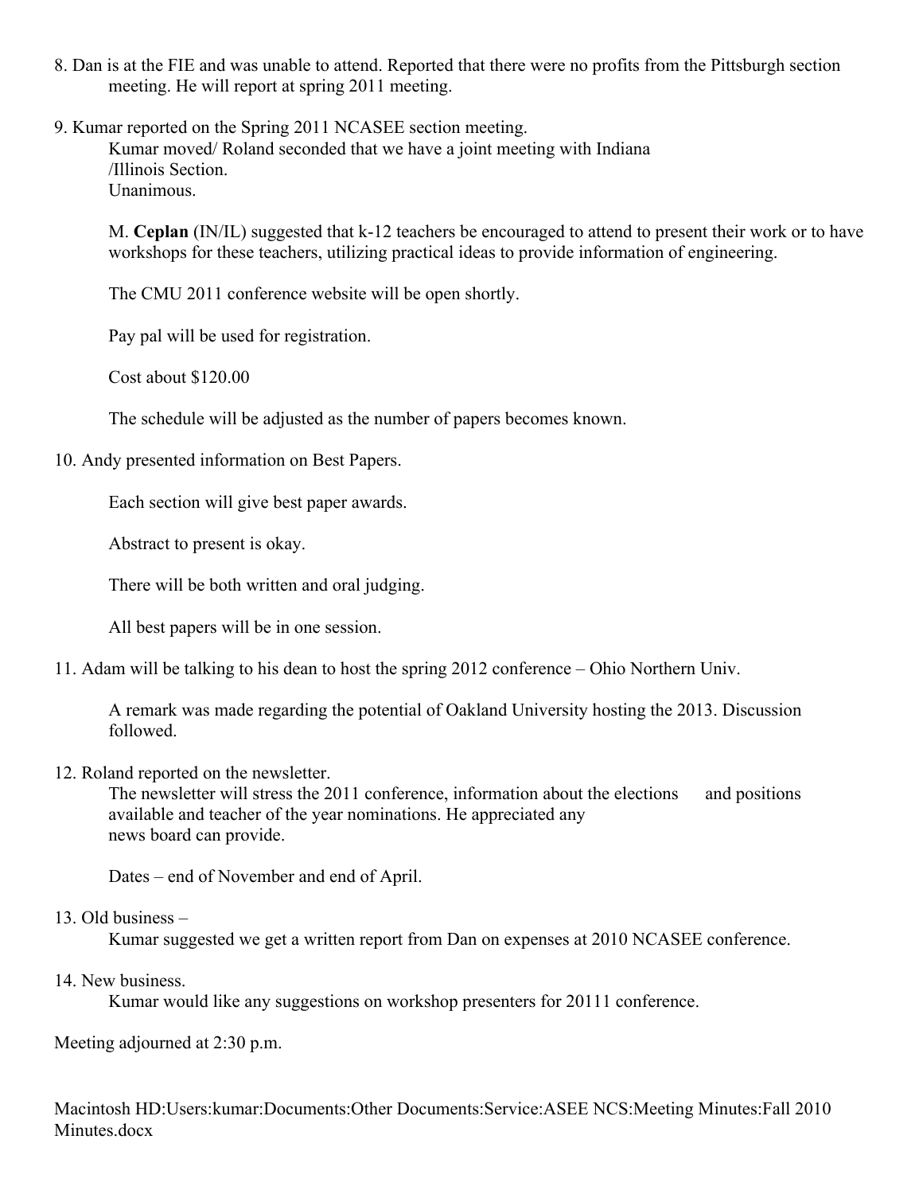8. Dan is at the FIE and was unable to attend. Reported that there were no profits from the Pittsburgh section meeting. He will report at spring 2011 meeting.

9. Kumar reported on the Spring 2011 NCASEE section meeting.
   Kumar moved/ Roland seconded that we have a joint meeting with Indiana /Illinois Section.
   Unanimous.

   M. **Ceplan** (IN/IL) suggested that k-12 teachers be encouraged to attend to present their work or to have workshops for these teachers, utilizing practical ideas to provide information of engineering.

   The CMU 2011 conference website will be open shortly.

   Pay pal will be used for registration.

   Cost about $120.00

   The schedule will be adjusted as the number of papers becomes known.

10. Andy presented information on Best Papers.

    Each section will give best paper awards.

    Abstract to present is okay.

    There will be both written and oral judging.

    All best papers will be in one session.

11. Adam will be talking to his dean to host the spring 2012 conference – Ohio Northern Univ.

    A remark was made regarding the potential of Oakland University hosting the 2013. Discussion followed.

12. Roland reported on the newsletter.
    The newsletter will stress the 2011 conference, information about the elections and positions available and teacher of the year nominations. He appreciated any news board can provide.

    Dates – end of November and end of April.

13. Old business –
    Kumar suggested we get a written report from Dan on expenses at 2010 NCASEE conference.

14. New business.
    Kumar would like any suggestions on workshop presenters for 20111 conference.

Meeting adjourned at 2:30 p.m.

Macintosh HD:Users:kumar:Documents:Other Documents:Service:ASEE NCS:Meeting Minutes:Fall 2010 Minutes.docx